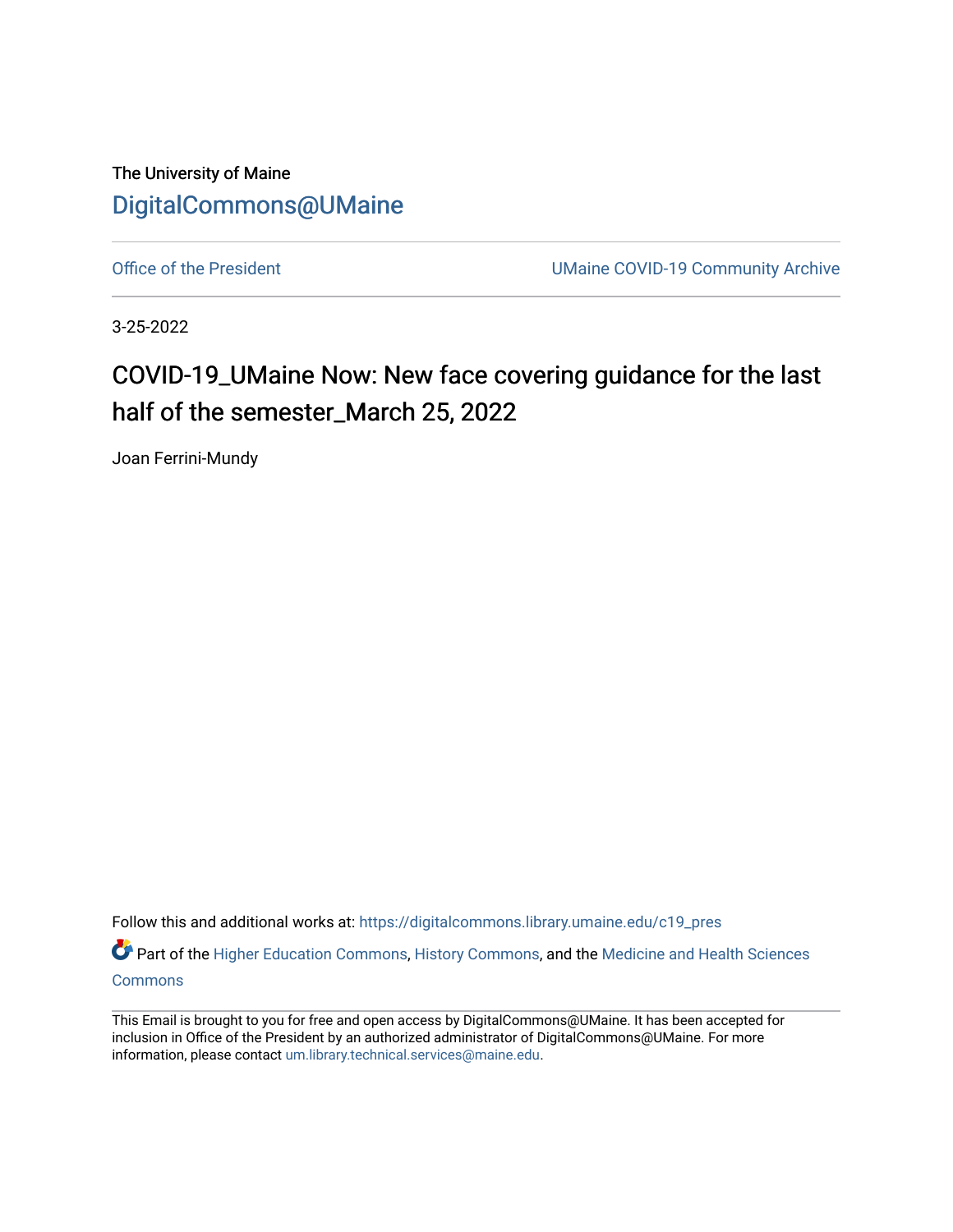The University of Maine

DigitalCommons@UMaine

Office of the President

UMaine COVID-19 Community Archive

3-25-2022

# COVID-19_UMaine Now: New face covering guidance for the last half of the semester_March 25, 2022

Joan Ferrini-Mundy

Follow this and additional works at: https://digitalcommons.library.umaine.edu/c19_pres

Part of the Higher Education Commons, History Commons, and the Medicine and Health Sciences Commons

This Email is brought to you for free and open access by DigitalCommons@UMaine. It has been accepted for inclusion in Office of the President by an authorized administrator of DigitalCommons@UMaine. For more information, please contact um.library.technical.services@maine.edu.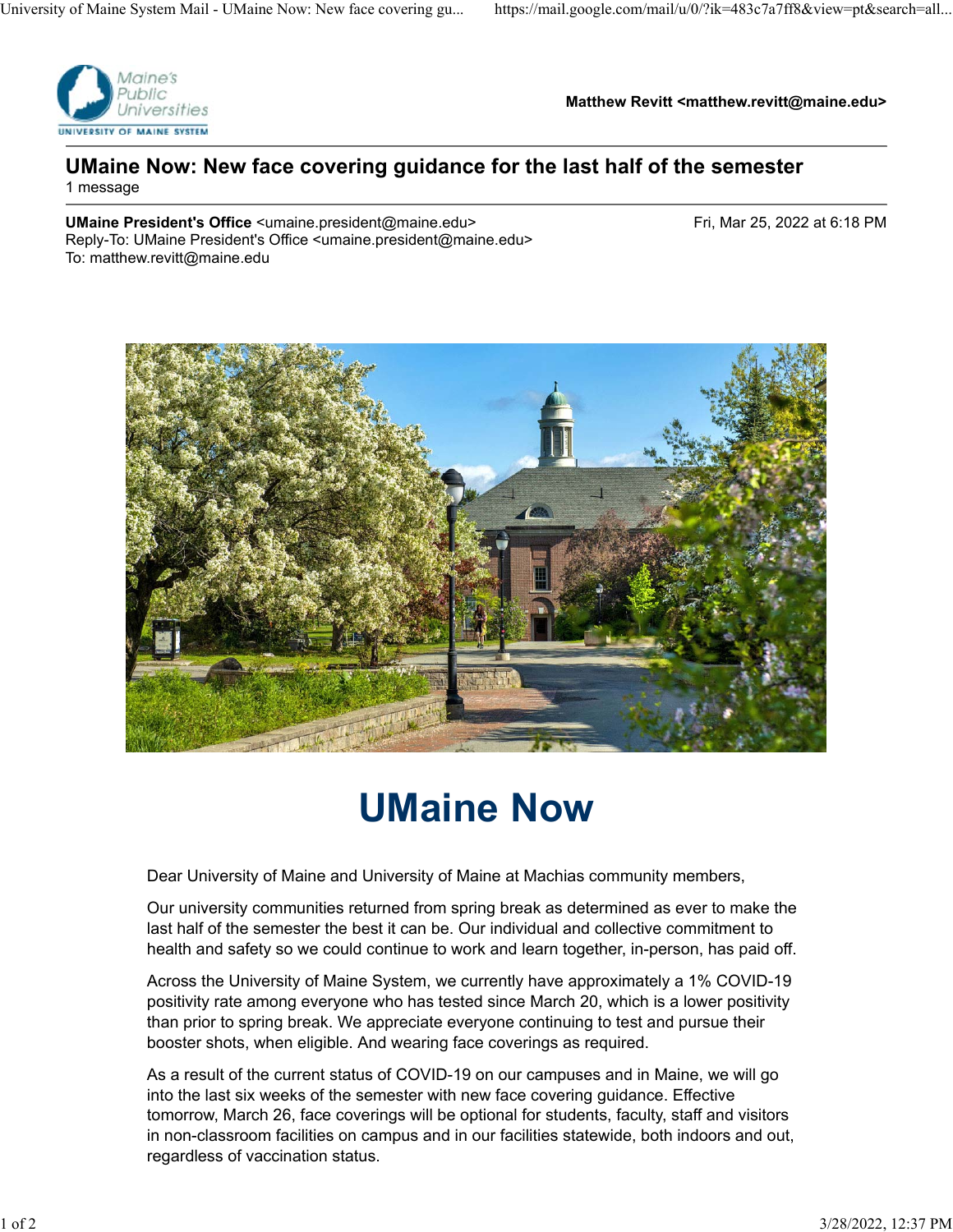Matthew Revitt <matthew.revitt@maine.edu>

**UMaine Now: New face covering guidance for the last half of the semester**

1 message

**UMaine President's Office** <umaine.president@maine.edu> — Fri, Mar 25, 2022 at 6:18 PM
Reply-To: UMaine President's Office <umaine.president@maine.edu>
To: matthew.revitt@maine.edu

# UMaine Now

Dear University of Maine and University of Maine at Machias community members,

Our university communities returned from spring break as determined as ever to make the last half of the semester the best it can be. Our individual and collective commitment to health and safety so we could continue to work and learn together, in-person, has paid off.

Across the University of Maine System, we currently have approximately a 1% COVID-19 positivity rate among everyone who has tested since March 20, which is a lower positivity than prior to spring break. We appreciate everyone continuing to test and pursue their booster shots, when eligible. And wearing face coverings as required.

As a result of the current status of COVID-19 on our campuses and in Maine, we will go into the last six weeks of the semester with new face covering guidance. Effective tomorrow, March 26, face coverings will be optional for students, faculty, staff and visitors in non-classroom facilities on campus and in our facilities statewide, both indoors and out, regardless of vaccination status.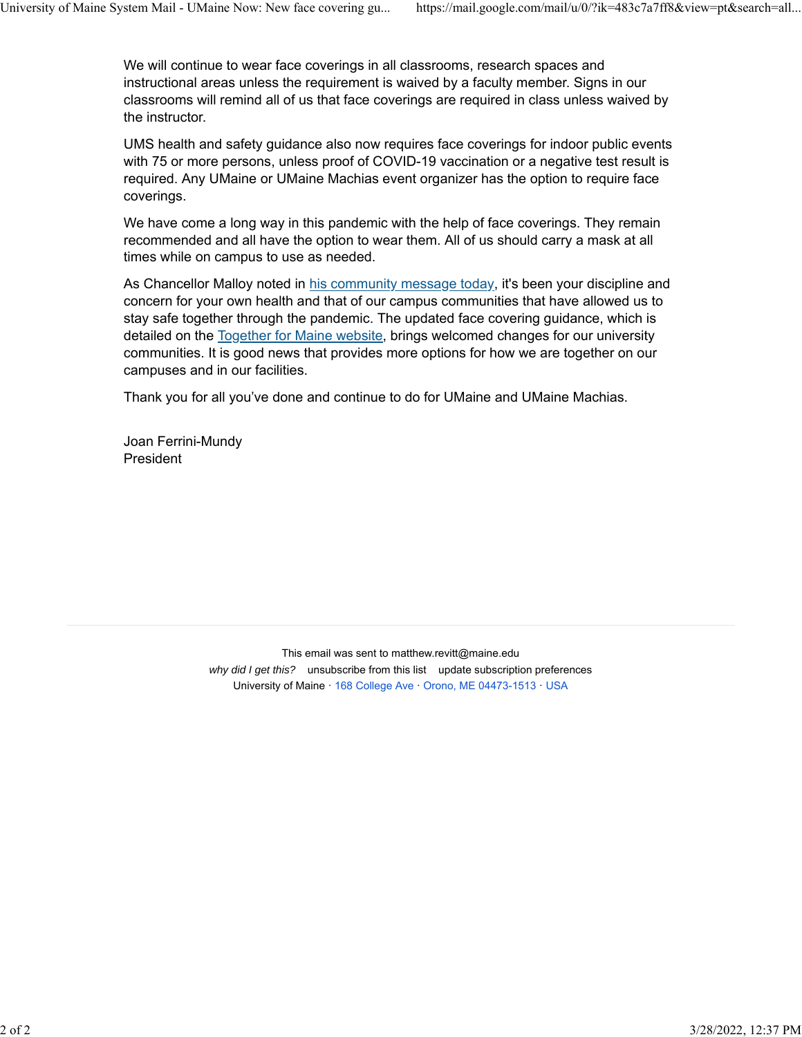We will continue to wear face coverings in all classrooms, research spaces and instructional areas unless the requirement is waived by a faculty member. Signs in our classrooms will remind all of us that face coverings are required in class unless waived by the instructor.

UMS health and safety guidance also now requires face coverings for indoor public events with 75 or more persons, unless proof of COVID-19 vaccination or a negative test result is required. Any UMaine or UMaine Machias event organizer has the option to require face coverings.

We have come a long way in this pandemic with the help of face coverings. They remain recommended and all have the option to wear them. All of us should carry a mask at all times while on campus to use as needed.

As Chancellor Malloy noted in his community message today, it's been your discipline and concern for your own health and that of our campus communities that have allowed us to stay safe together through the pandemic. The updated face covering guidance, which is detailed on the Together for Maine website, brings welcomed changes for our university communities. It is good news that provides more options for how we are together on our campuses and in our facilities.

Thank you for all you've done and continue to do for UMaine and UMaine Machias.

Joan Ferrini-Mundy
President

---

This email was sent to matthew.revitt@maine.edu

*why did I get this?* unsubscribe from this list update subscription preferences

University of Maine · 168 College Ave · Orono, ME 04473-1513 · USA